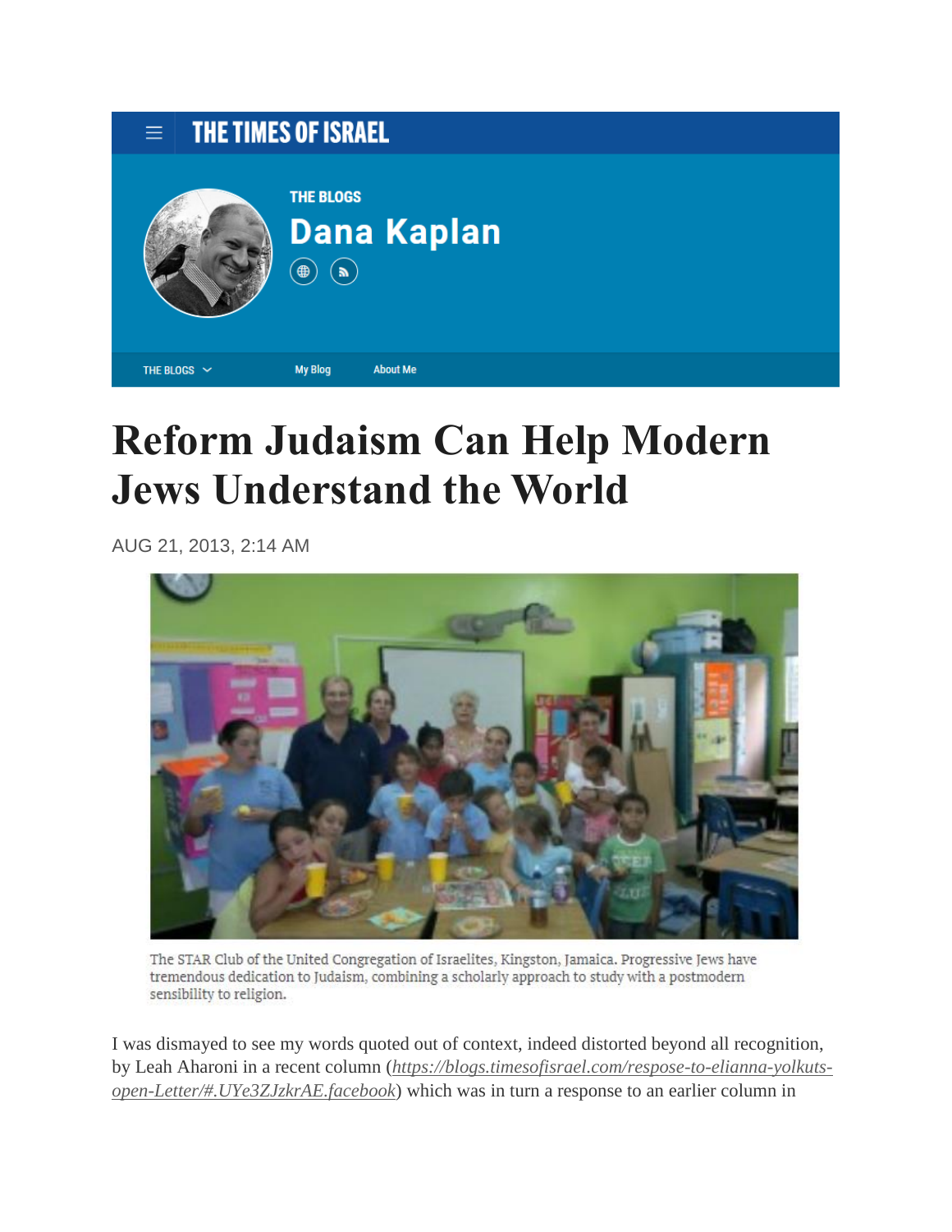THE TIMES OF ISRAEL

THE BLOGS

Dana Kaplan

THE BLOGS My Blog About Me

# Reform Judaism Can Help Modern Jews Understand the World

AUG 21, 2013, 2:14 AM

The STAR Club of the United Congregation of Israelites, Kingston, Jamaica. Progressive Jews have tremendous dedication to Judaism, combining a scholarly approach to study with a postmodern sensibility to religion.

I was dismayed to see my words quoted out of context, indeed distorted beyond all recognition, by Leah Aharoni in a recent column (*https://blogs.timesofisrael.com/respose-to-elianna-yolkuts-open-Letter/#.UYe3ZJzkrAE.facebook*) which was in turn a response to an earlier column in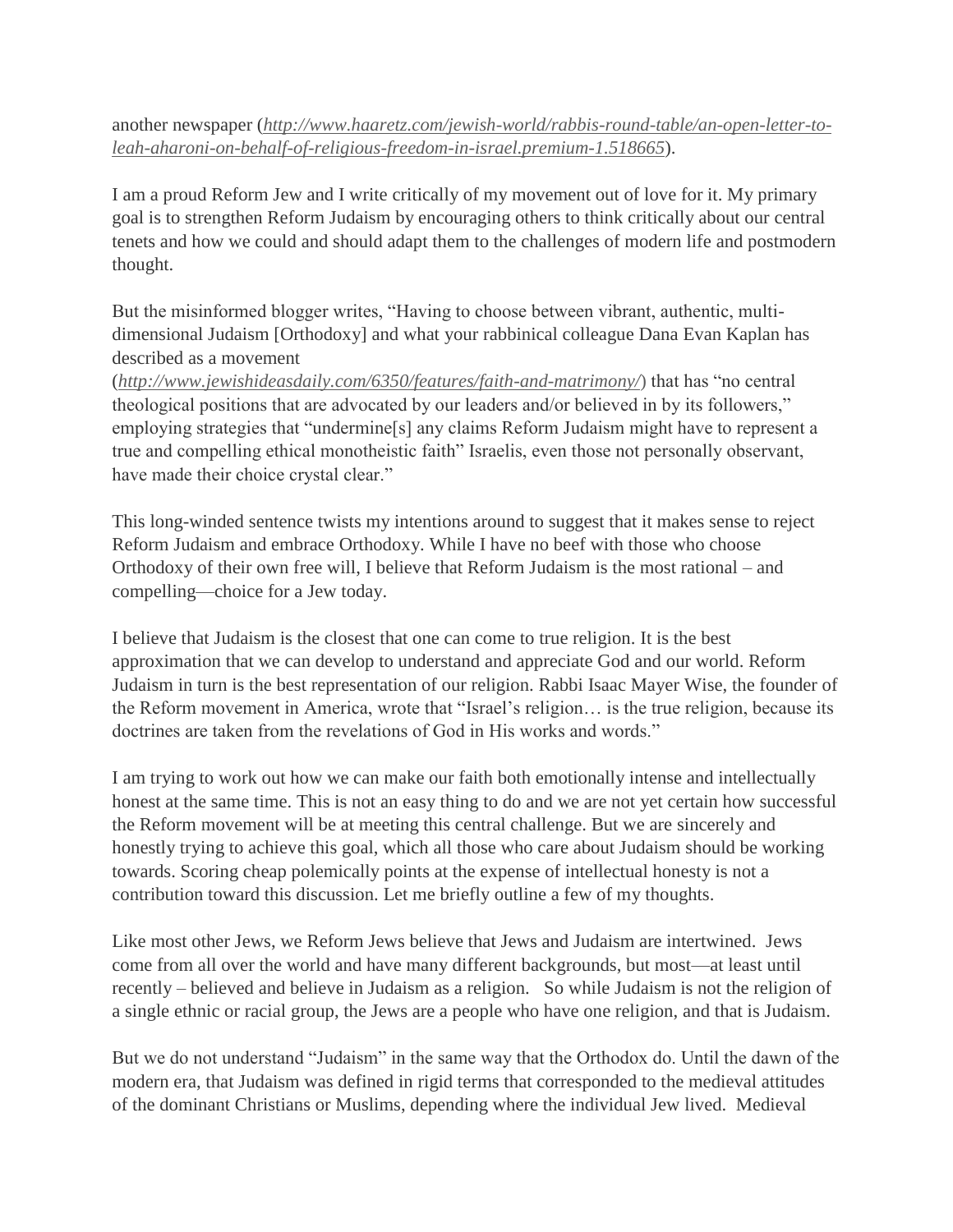another newspaper (*http://www.haaretz.com/jewish-world/rabbis-round-table/an-open-letter-to-leah-aharoni-on-behalf-of-religious-freedom-in-israel.premium-1.518665*).

I am a proud Reform Jew and I write critically of my movement out of love for it. My primary goal is to strengthen Reform Judaism by encouraging others to think critically about our central tenets and how we could and should adapt them to the challenges of modern life and postmodern thought.

But the misinformed blogger writes, "Having to choose between vibrant, authentic, multi-dimensional Judaism [Orthodoxy] and what your rabbinical colleague Dana Evan Kaplan has described as a movement (*http://www.jewishideasdaily.com/6350/features/faith-and-matrimony/*) that has "no central theological positions that are advocated by our leaders and/or believed in by its followers," employing strategies that "undermine[s] any claims Reform Judaism might have to represent a true and compelling ethical monotheistic faith" Israelis, even those not personally observant, have made their choice crystal clear."

This long-winded sentence twists my intentions around to suggest that it makes sense to reject Reform Judaism and embrace Orthodoxy. While I have no beef with those who choose Orthodoxy of their own free will, I believe that Reform Judaism is the most rational – and compelling—choice for a Jew today.

I believe that Judaism is the closest that one can come to true religion. It is the best approximation that we can develop to understand and appreciate God and our world. Reform Judaism in turn is the best representation of our religion. Rabbi Isaac Mayer Wise, the founder of the Reform movement in America, wrote that "Israel's religion… is the true religion, because its doctrines are taken from the revelations of God in His works and words."

I am trying to work out how we can make our faith both emotionally intense and intellectually honest at the same time. This is not an easy thing to do and we are not yet certain how successful the Reform movement will be at meeting this central challenge. But we are sincerely and honestly trying to achieve this goal, which all those who care about Judaism should be working towards. Scoring cheap polemically points at the expense of intellectual honesty is not a contribution toward this discussion. Let me briefly outline a few of my thoughts.

Like most other Jews, we Reform Jews believe that Jews and Judaism are intertwined. Jews come from all over the world and have many different backgrounds, but most—at least until recently – believed and believe in Judaism as a religion. So while Judaism is not the religion of a single ethnic or racial group, the Jews are a people who have one religion, and that is Judaism.

But we do not understand "Judaism" in the same way that the Orthodox do. Until the dawn of the modern era, that Judaism was defined in rigid terms that corresponded to the medieval attitudes of the dominant Christians or Muslims, depending where the individual Jew lived. Medieval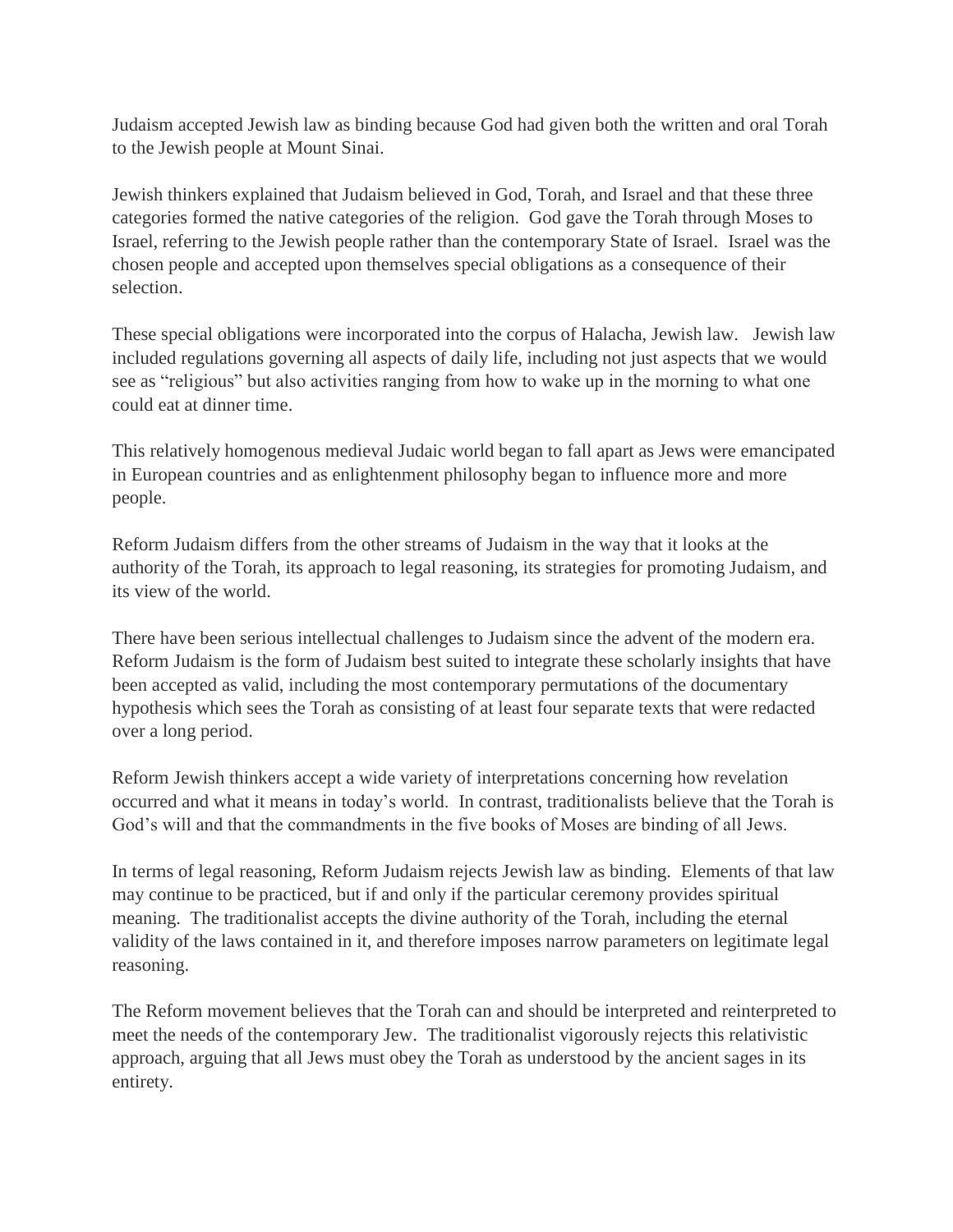Judaism accepted Jewish law as binding because God had given both the written and oral Torah to the Jewish people at Mount Sinai.

Jewish thinkers explained that Judaism believed in God, Torah, and Israel and that these three categories formed the native categories of the religion. God gave the Torah through Moses to Israel, referring to the Jewish people rather than the contemporary State of Israel. Israel was the chosen people and accepted upon themselves special obligations as a consequence of their selection.

These special obligations were incorporated into the corpus of Halacha, Jewish law. Jewish law included regulations governing all aspects of daily life, including not just aspects that we would see as "religious" but also activities ranging from how to wake up in the morning to what one could eat at dinner time.

This relatively homogenous medieval Judaic world began to fall apart as Jews were emancipated in European countries and as enlightenment philosophy began to influence more and more people.

Reform Judaism differs from the other streams of Judaism in the way that it looks at the authority of the Torah, its approach to legal reasoning, its strategies for promoting Judaism, and its view of the world.

There have been serious intellectual challenges to Judaism since the advent of the modern era. Reform Judaism is the form of Judaism best suited to integrate these scholarly insights that have been accepted as valid, including the most contemporary permutations of the documentary hypothesis which sees the Torah as consisting of at least four separate texts that were redacted over a long period.

Reform Jewish thinkers accept a wide variety of interpretations concerning how revelation occurred and what it means in today's world. In contrast, traditionalists believe that the Torah is God's will and that the commandments in the five books of Moses are binding of all Jews.

In terms of legal reasoning, Reform Judaism rejects Jewish law as binding. Elements of that law may continue to be practiced, but if and only if the particular ceremony provides spiritual meaning. The traditionalist accepts the divine authority of the Torah, including the eternal validity of the laws contained in it, and therefore imposes narrow parameters on legitimate legal reasoning.

The Reform movement believes that the Torah can and should be interpreted and reinterpreted to meet the needs of the contemporary Jew. The traditionalist vigorously rejects this relativistic approach, arguing that all Jews must obey the Torah as understood by the ancient sages in its entirety.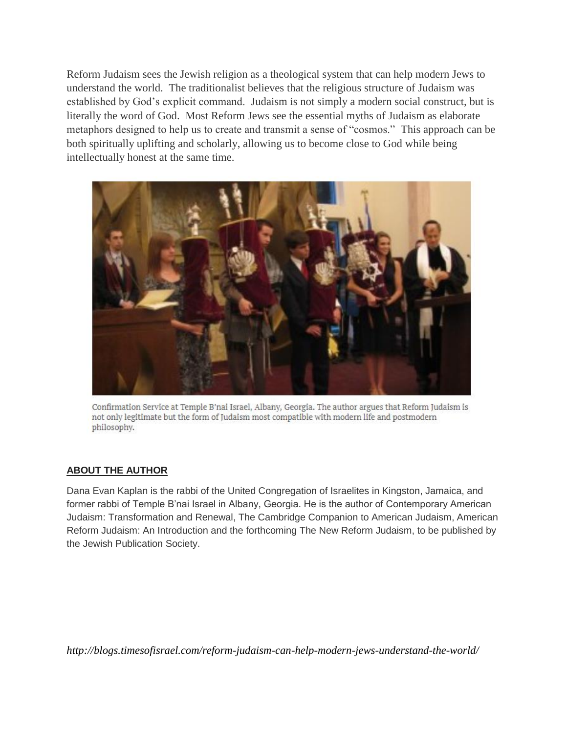Reform Judaism sees the Jewish religion as a theological system that can help modern Jews to understand the world. The traditionalist believes that the religious structure of Judaism was established by God's explicit command. Judaism is not simply a modern social construct, but is literally the word of God. Most Reform Jews see the essential myths of Judaism as elaborate metaphors designed to help us to create and transmit a sense of "cosmos." This approach can be both spiritually uplifting and scholarly, allowing us to become close to God while being intellectually honest at the same time.

Confirmation Service at Temple B'nai Israel, Albany, Georgia. The author argues that Reform Judaism is not only legitimate but the form of Judaism most compatible with modern life and postmodern philosophy.

## ABOUT THE AUTHOR

Dana Evan Kaplan is the rabbi of the United Congregation of Israelites in Kingston, Jamaica, and former rabbi of Temple B'nai Israel in Albany, Georgia. He is the author of Contemporary American Judaism: Transformation and Renewal, The Cambridge Companion to American Judaism, American Reform Judaism: An Introduction and the forthcoming The New Reform Judaism, to be published by the Jewish Publication Society.

*http://blogs.timesofisrael.com/reform-judaism-can-help-modern-jews-understand-the-world/*